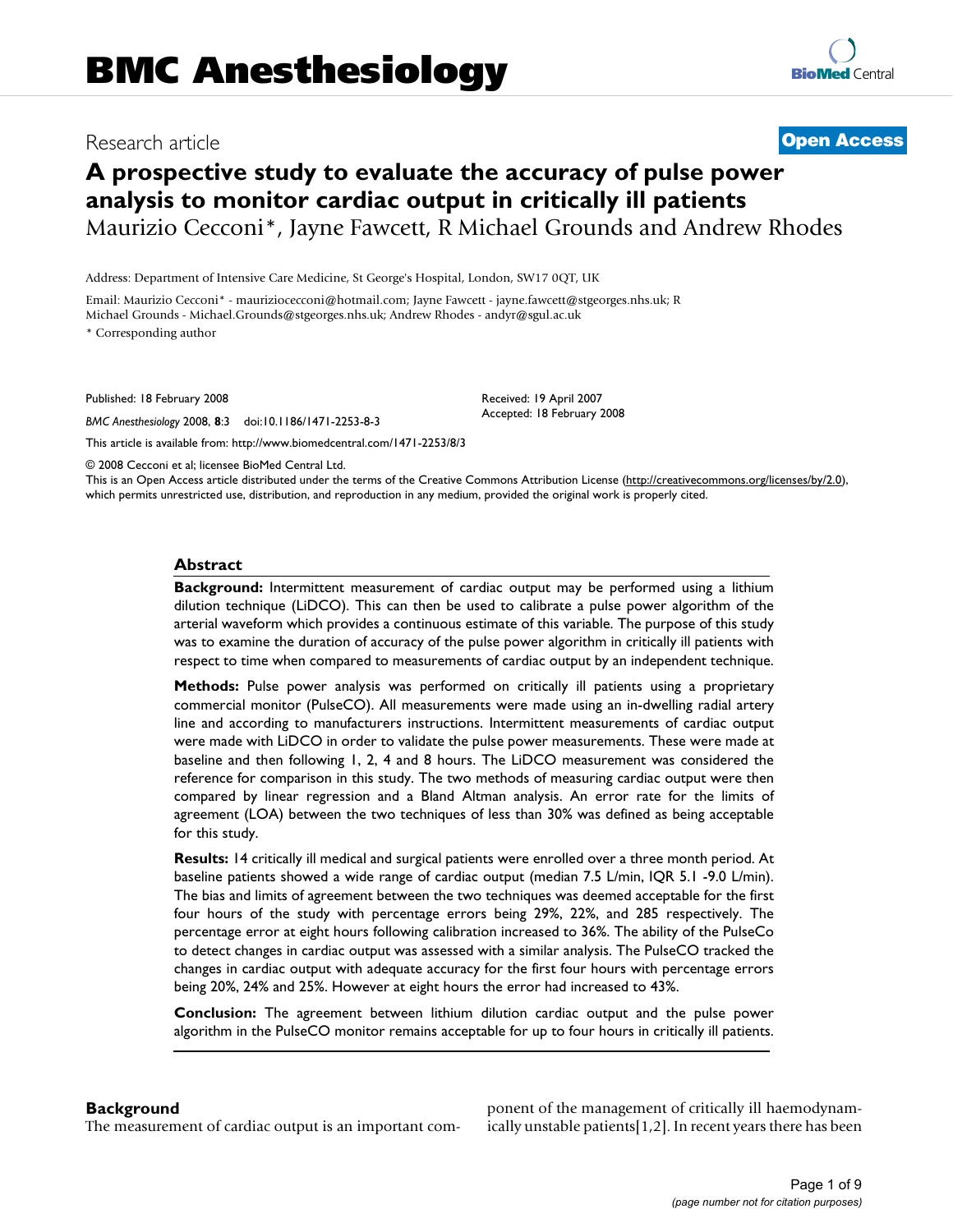# BMC Anesthesiology

Research article

**Open Access**

# A prospective study to evaluate the accuracy of pulse power analysis to monitor cardiac output in critically ill patients

Maurizio Cecconi*, Jayne Fawcett, R Michael Grounds and Andrew Rhodes

Address: Department of Intensive Care Medicine, St George's Hospital, London, SW17 0QT, UK

Email: Maurizio Cecconi* - mauriziocecconi@hotmail.com; Jayne Fawcett - jayne.fawcett@stgeorges.nhs.uk; R Michael Grounds - Michael.Grounds@stgeorges.nhs.uk; Andrew Rhodes - andyr@sgul.ac.uk

\* Corresponding author

Published: 18 February 2008

*BMC Anesthesiology* 2008, **8**:3 doi:10.1186/1471-2253-8-3

Received: 19 April 2007
Accepted: 18 February 2008

This article is available from: http://www.biomedcentral.com/1471-2253/8/3

© 2008 Cecconi et al; licensee BioMed Central Ltd.
This is an Open Access article distributed under the terms of the Creative Commons Attribution License (http://creativecommons.org/licenses/by/2.0), which permits unrestricted use, distribution, and reproduction in any medium, provided the original work is properly cited.

## Abstract

**Background:** Intermittent measurement of cardiac output may be performed using a lithium dilution technique (LiDCO). This can then be used to calibrate a pulse power algorithm of the arterial waveform which provides a continuous estimate of this variable. The purpose of this study was to examine the duration of accuracy of the pulse power algorithm in critically ill patients with respect to time when compared to measurements of cardiac output by an independent technique.

**Methods:** Pulse power analysis was performed on critically ill patients using a proprietary commercial monitor (PulseCO). All measurements were made using an in-dwelling radial artery line and according to manufacturers instructions. Intermittent measurements of cardiac output were made with LiDCO in order to validate the pulse power measurements. These were made at baseline and then following 1, 2, 4 and 8 hours. The LiDCO measurement was considered the reference for comparison in this study. The two methods of measuring cardiac output were then compared by linear regression and a Bland Altman analysis. An error rate for the limits of agreement (LOA) between the two techniques of less than 30% was defined as being acceptable for this study.

**Results:** 14 critically ill medical and surgical patients were enrolled over a three month period. At baseline patients showed a wide range of cardiac output (median 7.5 L/min, IQR 5.1 -9.0 L/min). The bias and limits of agreement between the two techniques was deemed acceptable for the first four hours of the study with percentage errors being 29%, 22%, and 285 respectively. The percentage error at eight hours following calibration increased to 36%. The ability of the PulseCo to detect changes in cardiac output was assessed with a similar analysis. The PulseCO tracked the changes in cardiac output with adequate accuracy for the first four hours with percentage errors being 20%, 24% and 25%. However at eight hours the error had increased to 43%.

**Conclusion:** The agreement between lithium dilution cardiac output and the pulse power algorithm in the PulseCO monitor remains acceptable for up to four hours in critically ill patients.

## Background

The measurement of cardiac output is an important component of the management of critically ill haemodynamically unstable patients[1,2]. In recent years there has been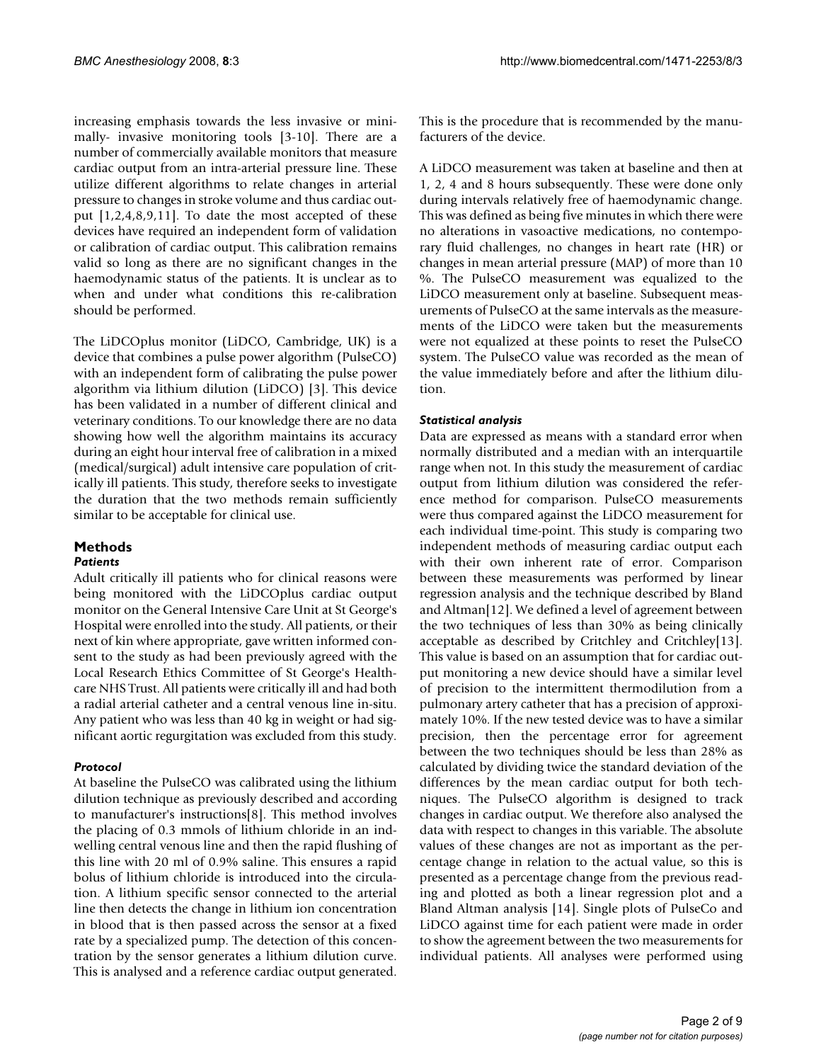increasing emphasis towards the less invasive or minimally- invasive monitoring tools [3-10]. There are a number of commercially available monitors that measure cardiac output from an intra-arterial pressure line. These utilize different algorithms to relate changes in arterial pressure to changes in stroke volume and thus cardiac output [1,2,4,8,9,11]. To date the most accepted of these devices have required an independent form of validation or calibration of cardiac output. This calibration remains valid so long as there are no significant changes in the haemodynamic status of the patients. It is unclear as to when and under what conditions this re-calibration should be performed.

The LiDCOplus monitor (LiDCO, Cambridge, UK) is a device that combines a pulse power algorithm (PulseCO) with an independent form of calibrating the pulse power algorithm via lithium dilution (LiDCO) [3]. This device has been validated in a number of different clinical and veterinary conditions. To our knowledge there are no data showing how well the algorithm maintains its accuracy during an eight hour interval free of calibration in a mixed (medical/surgical) adult intensive care population of critically ill patients. This study, therefore seeks to investigate the duration that the two methods remain sufficiently similar to be acceptable for clinical use.

## Methods

### *Patients*

Adult critically ill patients who for clinical reasons were being monitored with the LiDCOplus cardiac output monitor on the General Intensive Care Unit at St George's Hospital were enrolled into the study. All patients, or their next of kin where appropriate, gave written informed consent to the study as had been previously agreed with the Local Research Ethics Committee of St George's Healthcare NHS Trust. All patients were critically ill and had both a radial arterial catheter and a central venous line in-situ. Any patient who was less than 40 kg in weight or had significant aortic regurgitation was excluded from this study.

### *Protocol*

At baseline the PulseCO was calibrated using the lithium dilution technique as previously described and according to manufacturer's instructions[8]. This method involves the placing of 0.3 mmols of lithium chloride in an indwelling central venous line and then the rapid flushing of this line with 20 ml of 0.9% saline. This ensures a rapid bolus of lithium chloride is introduced into the circulation. A lithium specific sensor connected to the arterial line then detects the change in lithium ion concentration in blood that is then passed across the sensor at a fixed rate by a specialized pump. The detection of this concentration by the sensor generates a lithium dilution curve. This is analysed and a reference cardiac output generated. This is the procedure that is recommended by the manufacturers of the device.

A LiDCO measurement was taken at baseline and then at 1, 2, 4 and 8 hours subsequently. These were done only during intervals relatively free of haemodynamic change. This was defined as being five minutes in which there were no alterations in vasoactive medications, no contemporary fluid challenges, no changes in heart rate (HR) or changes in mean arterial pressure (MAP) of more than 10 %. The PulseCO measurement was equalized to the LiDCO measurement only at baseline. Subsequent measurements of PulseCO at the same intervals as the measurements of the LiDCO were taken but the measurements were not equalized at these points to reset the PulseCO system. The PulseCO value was recorded as the mean of the value immediately before and after the lithium dilution.

### *Statistical analysis*

Data are expressed as means with a standard error when normally distributed and a median with an interquartile range when not. In this study the measurement of cardiac output from lithium dilution was considered the reference method for comparison. PulseCO measurements were thus compared against the LiDCO measurement for each individual time-point. This study is comparing two independent methods of measuring cardiac output each with their own inherent rate of error. Comparison between these measurements was performed by linear regression analysis and the technique described by Bland and Altman[12]. We defined a level of agreement between the two techniques of less than 30% as being clinically acceptable as described by Critchley and Critchley[13]. This value is based on an assumption that for cardiac output monitoring a new device should have a similar level of precision to the intermittent thermodilution from a pulmonary artery catheter that has a precision of approximately 10%. If the new tested device was to have a similar precision, then the percentage error for agreement between the two techniques should be less than 28% as calculated by dividing twice the standard deviation of the differences by the mean cardiac output for both techniques. The PulseCO algorithm is designed to track changes in cardiac output. We therefore also analysed the data with respect to changes in this variable. The absolute values of these changes are not as important as the percentage change in relation to the actual value, so this is presented as a percentage change from the previous reading and plotted as both a linear regression plot and a Bland Altman analysis [14]. Single plots of PulseCo and LiDCO against time for each patient were made in order to show the agreement between the two measurements for individual patients. All analyses were performed using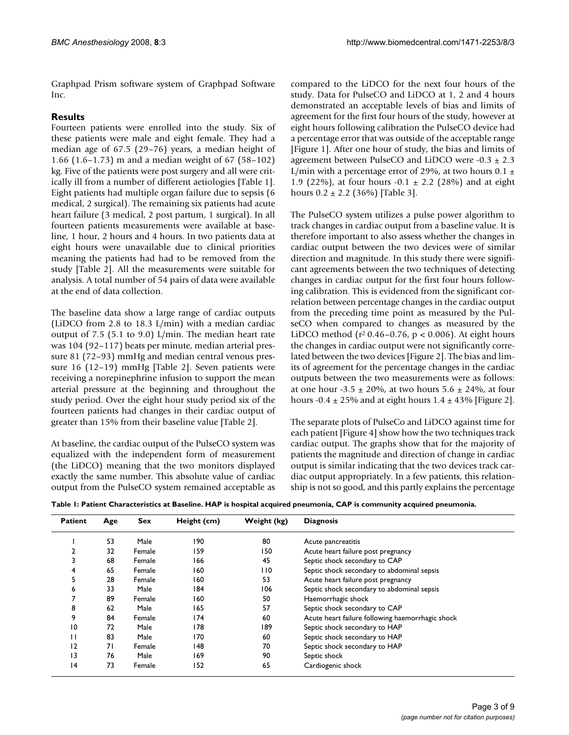Graphpad Prism software system of Graphpad Software Inc.

## Results

Fourteen patients were enrolled into the study. Six of these patients were male and eight female. They had a median age of 67.5 (29–76) years, a median height of 1.66 (1.6–1.73) m and a median weight of 67 (58–102) kg. Five of the patients were post surgery and all were critically ill from a number of different aetiologies [Table 1]. Eight patients had multiple organ failure due to sepsis (6 medical, 2 surgical). The remaining six patients had acute heart failure (3 medical, 2 post partum, 1 surgical). In all fourteen patients measurements were available at baseline, 1 hour, 2 hours and 4 hours. In two patients data at eight hours were unavailable due to clinical priorities meaning the patients had had to be removed from the study [Table 2]. All the measurements were suitable for analysis. A total number of 54 pairs of data were available at the end of data collection.

The baseline data show a large range of cardiac outputs (LiDCO from 2.8 to 18.3 L/min) with a median cardiac output of 7.5 (5.1 to 9.0) L/min. The median heart rate was 104 (92–117) beats per minute, median arterial pressure 81 (72–93) mmHg and median central venous pressure 16 (12–19) mmHg [Table 2]. Seven patients were receiving a norepinephrine infusion to support the mean arterial pressure at the beginning and throughout the study period. Over the eight hour study period six of the fourteen patients had changes in their cardiac output of greater than 15% from their baseline value [Table 2].

At baseline, the cardiac output of the PulseCO system was equalized with the independent form of measurement (the LiDCO) meaning that the two monitors displayed exactly the same number. This absolute value of cardiac output from the PulseCO system remained acceptable as compared to the LiDCO for the next four hours of the study. Data for PulseCO and LiDCO at 1, 2 and 4 hours demonstrated an acceptable levels of bias and limits of agreement for the first four hours of the study, however at eight hours following calibration the PulseCO device had a percentage error that was outside of the acceptable range [Figure 1]. After one hour of study, the bias and limits of agreement between PulseCO and LiDCO were $-0.3 \pm 2.3$ L/min with a percentage error of 29%, at two hours $0.1 \pm 1.9$ (22%), at four hours $-0.1 \pm 2.2$ (28%) and at eight hours $0.2 \pm 2.2$ (36%) [Table 3].

The PulseCO system utilizes a pulse power algorithm to track changes in cardiac output from a baseline value. It is therefore important to also assess whether the changes in cardiac output between the two devices were of similar direction and magnitude. In this study there were significant agreements between the two techniques of detecting changes in cardiac output for the first four hours following calibration. This is evidenced from the significant correlation between percentage changes in the cardiac output from the preceding time point as measured by the PulseCO when compared to changes as measured by the LiDCO method ($r^2$ 0.46–0.76, $p < 0.006$). At eight hours the changes in cardiac output were not significantly correlated between the two devices [Figure 2]. The bias and limits of agreement for the percentage changes in the cardiac outputs between the two measurements were as follows: at one hour $-3.5 \pm 20\%$, at two hours $5.6 \pm 24\%$, at four hours $-0.4 \pm 25\%$ and at eight hours $1.4 \pm 43\%$ [Figure 2].

The separate plots of PulseCo and LiDCO against time for each patient [Figure 4] show how the two techniques track cardiac output. The graphs show that for the majority of patients the magnitude and direction of change in cardiac output is similar indicating that the two devices track cardiac output appropriately. In a few patients, this relationship is not so good, and this partly explains the percentage

**Table 1: Patient Characteristics at Baseline. HAP is hospital acquired pneumonia, CAP is community acquired pneumonia.**

| Patient | Age | Sex | Height (cm) | Weight (kg) | Diagnosis |
|---|---|---|---|---|---|
| 1 | 53 | Male | 190 | 80 | Acute pancreatitis |
| 2 | 32 | Female | 159 | 150 | Acute heart failure post pregnancy |
| 3 | 68 | Female | 166 | 45 | Septic shock secondary to CAP |
| 4 | 65 | Female | 160 | 110 | Septic shock secondary to abdominal sepsis |
| 5 | 28 | Female | 160 | 53 | Acute heart failure post pregnancy |
| 6 | 33 | Male | 184 | 106 | Septic shock secondary to abdominal sepsis |
| 7 | 89 | Female | 160 | 50 | Haemorrhagic shock |
| 8 | 62 | Male | 165 | 57 | Septic shock secondary to CAP |
| 9 | 84 | Female | 174 | 60 | Acute heart failure following haemorrhagic shock |
| 10 | 72 | Male | 178 | 189 | Septic shock secondary to HAP |
| 11 | 83 | Male | 170 | 60 | Septic shock secondary to HAP |
| 12 | 71 | Female | 148 | 70 | Septic shock secondary to HAP |
| 13 | 76 | Male | 169 | 90 | Septic shock |
| 14 | 73 | Female | 152 | 65 | Cardiogenic shock |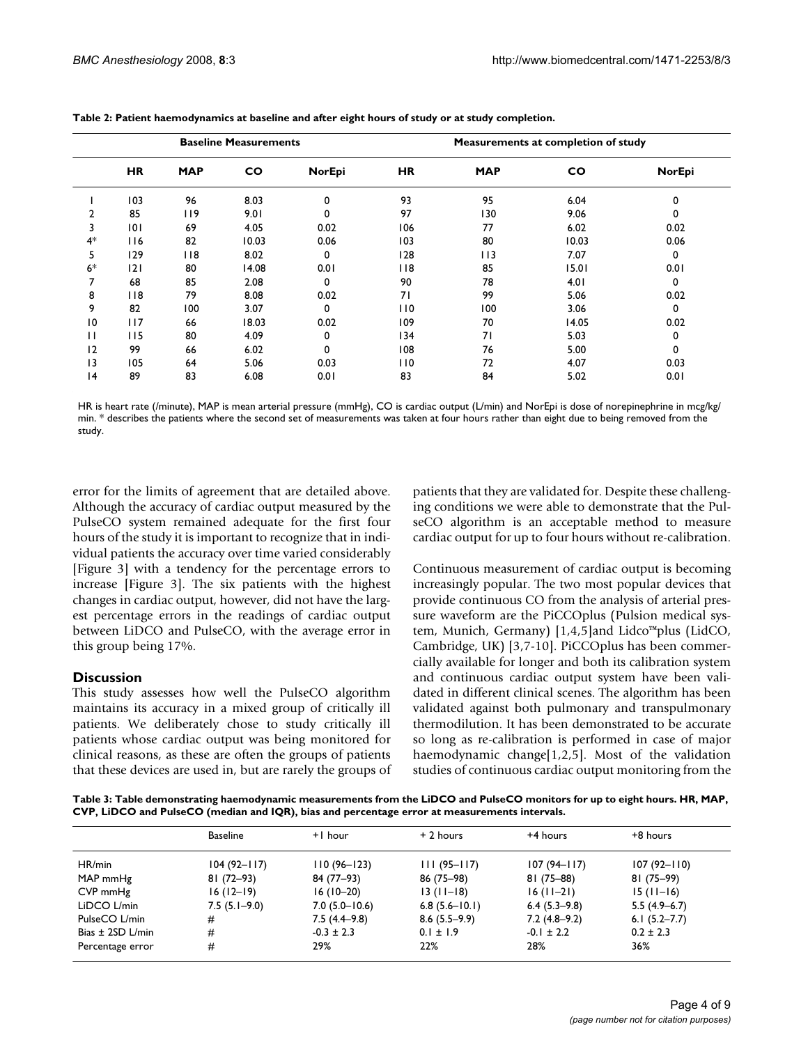**Table 2: Patient haemodynamics at baseline and after eight hours of study or at study completion.**

| | Baseline Measurements | | | | Measurements at completion of study | | | |
|---|---|---|---|---|---|---|---|---|
| | **HR** | **MAP** | **CO** | **NorEpi** | **HR** | **MAP** | **CO** | **NorEpi** |
| 1 | 103 | 96 | 8.03 | 0 | 93 | 95 | 6.04 | 0 |
| 2 | 85 | 119 | 9.01 | 0 | 97 | 130 | 9.06 | 0 |
| 3 | 101 | 69 | 4.05 | 0.02 | 106 | 77 | 6.02 | 0.02 |
| 4* | 116 | 82 | 10.03 | 0.06 | 103 | 80 | 10.03 | 0.06 |
| 5 | 129 | 118 | 8.02 | 0 | 128 | 113 | 7.07 | 0 |
| 6* | 121 | 80 | 14.08 | 0.01 | 118 | 85 | 15.01 | 0.01 |
| 7 | 68 | 85 | 2.08 | 0 | 90 | 78 | 4.01 | 0 |
| 8 | 118 | 79 | 8.08 | 0.02 | 71 | 99 | 5.06 | 0.02 |
| 9 | 82 | 100 | 3.07 | 0 | 110 | 100 | 3.06 | 0 |
| 10 | 117 | 66 | 18.03 | 0.02 | 109 | 70 | 14.05 | 0.02 |
| 11 | 115 | 80 | 4.09 | 0 | 134 | 71 | 5.03 | 0 |
| 12 | 99 | 66 | 6.02 | 0 | 108 | 76 | 5.00 | 0 |
| 13 | 105 | 64 | 5.06 | 0.03 | 110 | 72 | 4.07 | 0.03 |
| 14 | 89 | 83 | 6.08 | 0.01 | 83 | 84 | 5.02 | 0.01 |

HR is heart rate (/minute), MAP is mean arterial pressure (mmHg), CO is cardiac output (L/min) and NorEpi is dose of norepinephrine in mcg/kg/min. * describes the patients where the second set of measurements was taken at four hours rather than eight due to being removed from the study.

error for the limits of agreement that are detailed above. Although the accuracy of cardiac output measured by the PulseCO system remained adequate for the first four hours of the study it is important to recognize that in individual patients the accuracy over time varied considerably [Figure 3] with a tendency for the percentage errors to increase [Figure 3]. The six patients with the highest changes in cardiac output, however, did not have the largest percentage errors in the readings of cardiac output between LiDCO and PulseCO, with the average error in this group being 17%.

## Discussion

This study assesses how well the PulseCO algorithm maintains its accuracy in a mixed group of critically ill patients. We deliberately chose to study critically ill patients whose cardiac output was being monitored for clinical reasons, as these are often the groups of patients that these devices are used in, but are rarely the groups of patients that they are validated for. Despite these challenging conditions we were able to demonstrate that the PulseCO algorithm is an acceptable method to measure cardiac output for up to four hours without re-calibration.

Continuous measurement of cardiac output is becoming increasingly popular. The two most popular devices that provide continuous CO from the analysis of arterial pressure waveform are the PiCCOplus (Pulsion medical system, Munich, Germany) [1,4,5]and Lidco™plus (LidCO, Cambridge, UK) [3,7-10]. PiCCOplus has been commercially available for longer and both its calibration system and continuous cardiac output system have been validated in different clinical scenes. The algorithm has been validated against both pulmonary and transpulmonary thermodilution. It has been demonstrated to be accurate so long as re-calibration is performed in case of major haemodynamic change[1,2,5]. Most of the validation studies of continuous cardiac output monitoring from the

**Table 3: Table demonstrating haemodynamic measurements from the LiDCO and PulseCO monitors for up to eight hours. HR, MAP, CVP, LiDCO and PulseCO (median and IQR), bias and percentage error at measurements intervals.**

| | Baseline | +1 hour | + 2 hours | +4 hours | +8 hours |
|---|---|---|---|---|---|
| HR/min | 104 (92–117) | 110 (96–123) | 111 (95–117) | 107 (94–117) | 107 (92–110) |
| MAP mmHg | 81 (72–93) | 84 (77–93) | 86 (75–98) | 81 (75–88) | 81 (75–99) |
| CVP mmHg | 16 (12–19) | 16 (10–20) | 13 (11–18) | 16 (11–21) | 15 (11–16) |
| LiDCO L/min | 7.5 (5.1–9.0) | 7.0 (5.0–10.6) | 6.8 (5.6–10.1) | 6.4 (5.3–9.8) | 5.5 (4.9–6.7) |
| PulseCO L/min | # | 7.5 (4.4–9.8) | 8.6 (5.5–9.9) | 7.2 (4.8–9.2) | 6.1 (5.2–7.7) |
| Bias ± 2SD L/min | # | -0.3 ± 2.3 | 0.1 ± 1.9 | -0.1 ± 2.2 | 0.2 ± 2.3 |
| Percentage error | # | 29% | 22% | 28% | 36% |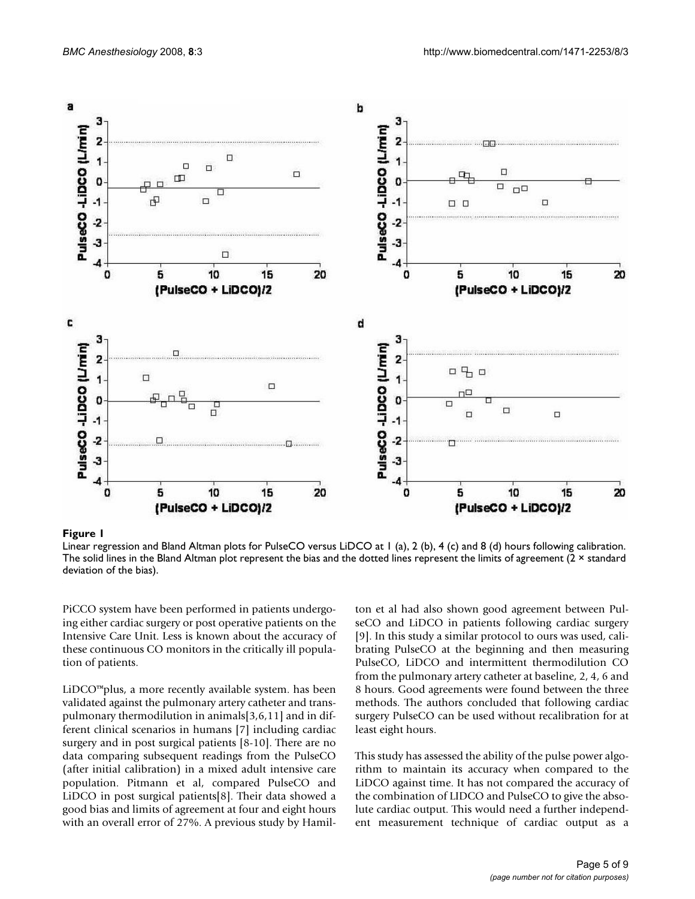**Figure 1**

Linear regression and Bland Altman plots for PulseCO versus LiDCO at 1 (a), 2 (b), 4 (c) and 8 (d) hours following calibration. The solid lines in the Bland Altman plot represent the bias and the dotted lines represent the limits of agreement (2 × standard deviation of the bias).

PiCCO system have been performed in patients undergoing either cardiac surgery or post operative patients on the Intensive Care Unit. Less is known about the accuracy of these continuous CO monitors in the critically ill population of patients.

LiDCO™plus, a more recently available system. has been validated against the pulmonary artery catheter and transpulmonary thermodilution in animals[3,6,11] and in different clinical scenarios in humans [7] including cardiac surgery and in post surgical patients [8-10]. There are no data comparing subsequent readings from the PulseCO (after initial calibration) in a mixed adult intensive care population. Pitmann et al, compared PulseCO and LiDCO in post surgical patients[8]. Their data showed a good bias and limits of agreement at four and eight hours with an overall error of 27%. A previous study by Hamilton et al had also shown good agreement between PulseCO and LiDCO in patients following cardiac surgery [9]. In this study a similar protocol to ours was used, calibrating PulseCO at the beginning and then measuring PulseCO, LiDCO and intermittent thermodilution CO from the pulmonary artery catheter at baseline, 2, 4, 6 and 8 hours. Good agreements were found between the three methods. The authors concluded that following cardiac surgery PulseCO can be used without recalibration for at least eight hours.

This study has assessed the ability of the pulse power algorithm to maintain its accuracy when compared to the LiDCO against time. It has not compared the accuracy of the combination of LIDCO and PulseCO to give the absolute cardiac output. This would need a further independent measurement technique of cardiac output as a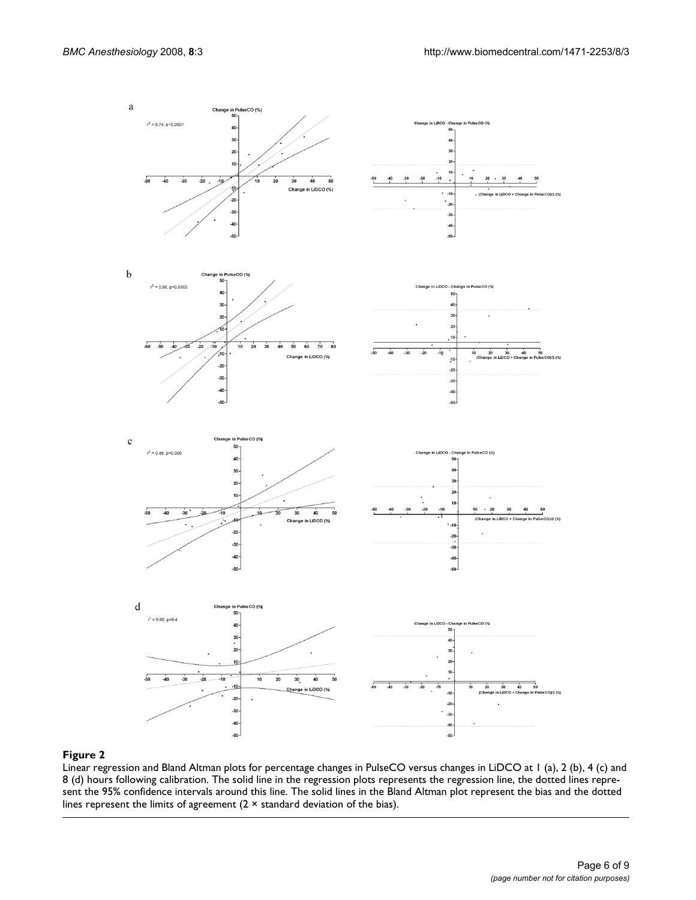**Figure 2**

Linear regression and Bland Altman plots for percentage changes in PulseCO versus changes in LiDCO at 1 (a), 2 (b), 4 (c) and 8 (d) hours following calibration. The solid line in the regression plots represents the regression line, the dotted lines represent the 95% confidence intervals around this line. The solid lines in the Bland Altman plot represent the bias and the dotted lines represent the limits of agreement (2 × standard deviation of the bias).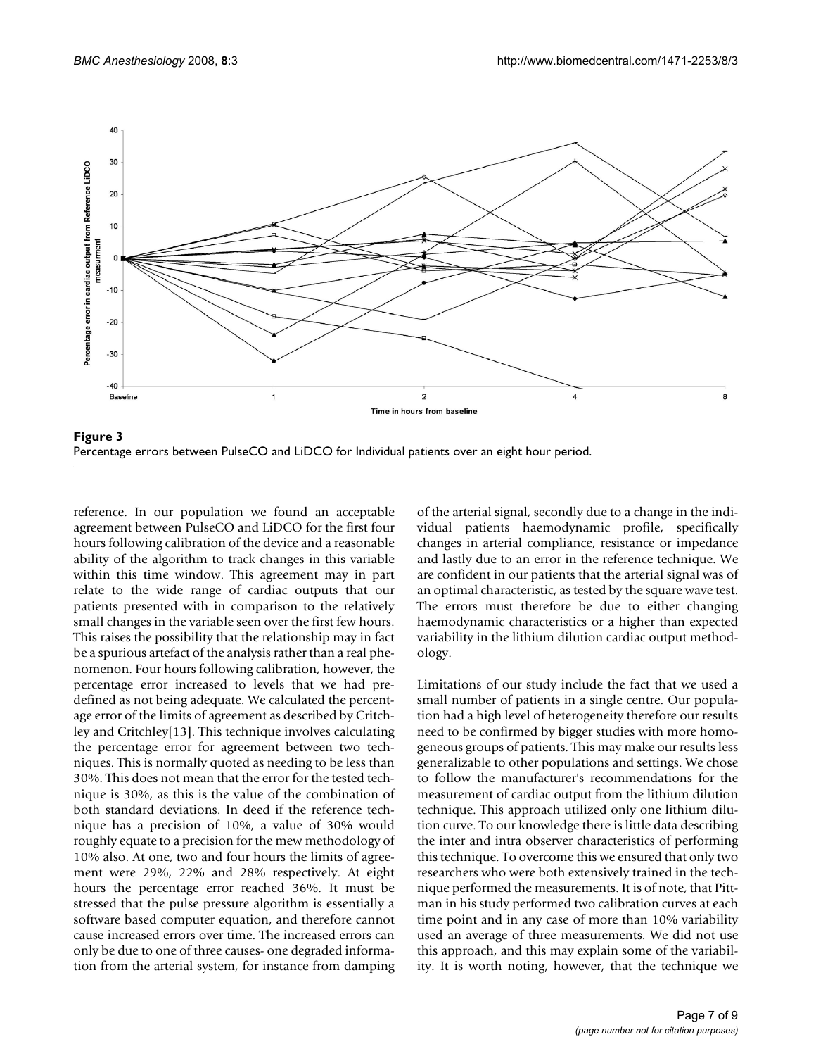**Figure 3**
Percentage errors between PulseCO and LiDCO for Individual patients over an eight hour period.

reference. In our population we found an acceptable agreement between PulseCO and LiDCO for the first four hours following calibration of the device and a reasonable ability of the algorithm to track changes in this variable within this time window. This agreement may in part relate to the wide range of cardiac outputs that our patients presented with in comparison to the relatively small changes in the variable seen over the first few hours. This raises the possibility that the relationship may in fact be a spurious artefact of the analysis rather than a real phenomenon. Four hours following calibration, however, the percentage error increased to levels that we had predefined as not being adequate. We calculated the percentage error of the limits of agreement as described by Critchley and Critchley[13]. This technique involves calculating the percentage error for agreement between two techniques. This is normally quoted as needing to be less than 30%. This does not mean that the error for the tested technique is 30%, as this is the value of the combination of both standard deviations. In deed if the reference technique has a precision of 10%, a value of 30% would roughly equate to a precision for the mew methodology of 10% also. At one, two and four hours the limits of agreement were 29%, 22% and 28% respectively. At eight hours the percentage error reached 36%. It must be stressed that the pulse pressure algorithm is essentially a software based computer equation, and therefore cannot cause increased errors over time. The increased errors can only be due to one of three causes- one degraded information from the arterial system, for instance from damping of the arterial signal, secondly due to a change in the individual patients haemodynamic profile, specifically changes in arterial compliance, resistance or impedance and lastly due to an error in the reference technique. We are confident in our patients that the arterial signal was of an optimal characteristic, as tested by the square wave test. The errors must therefore be due to either changing haemodynamic characteristics or a higher than expected variability in the lithium dilution cardiac output methodology.

Limitations of our study include the fact that we used a small number of patients in a single centre. Our population had a high level of heterogeneity therefore our results need to be confirmed by bigger studies with more homogeneous groups of patients. This may make our results less generalizable to other populations and settings. We chose to follow the manufacturer's recommendations for the measurement of cardiac output from the lithium dilution technique. This approach utilized only one lithium dilution curve. To our knowledge there is little data describing the inter and intra observer characteristics of performing this technique. To overcome this we ensured that only two researchers who were both extensively trained in the technique performed the measurements. It is of note, that Pittman in his study performed two calibration curves at each time point and in any case of more than 10% variability used an average of three measurements. We did not use this approach, and this may explain some of the variability. It is worth noting, however, that the technique we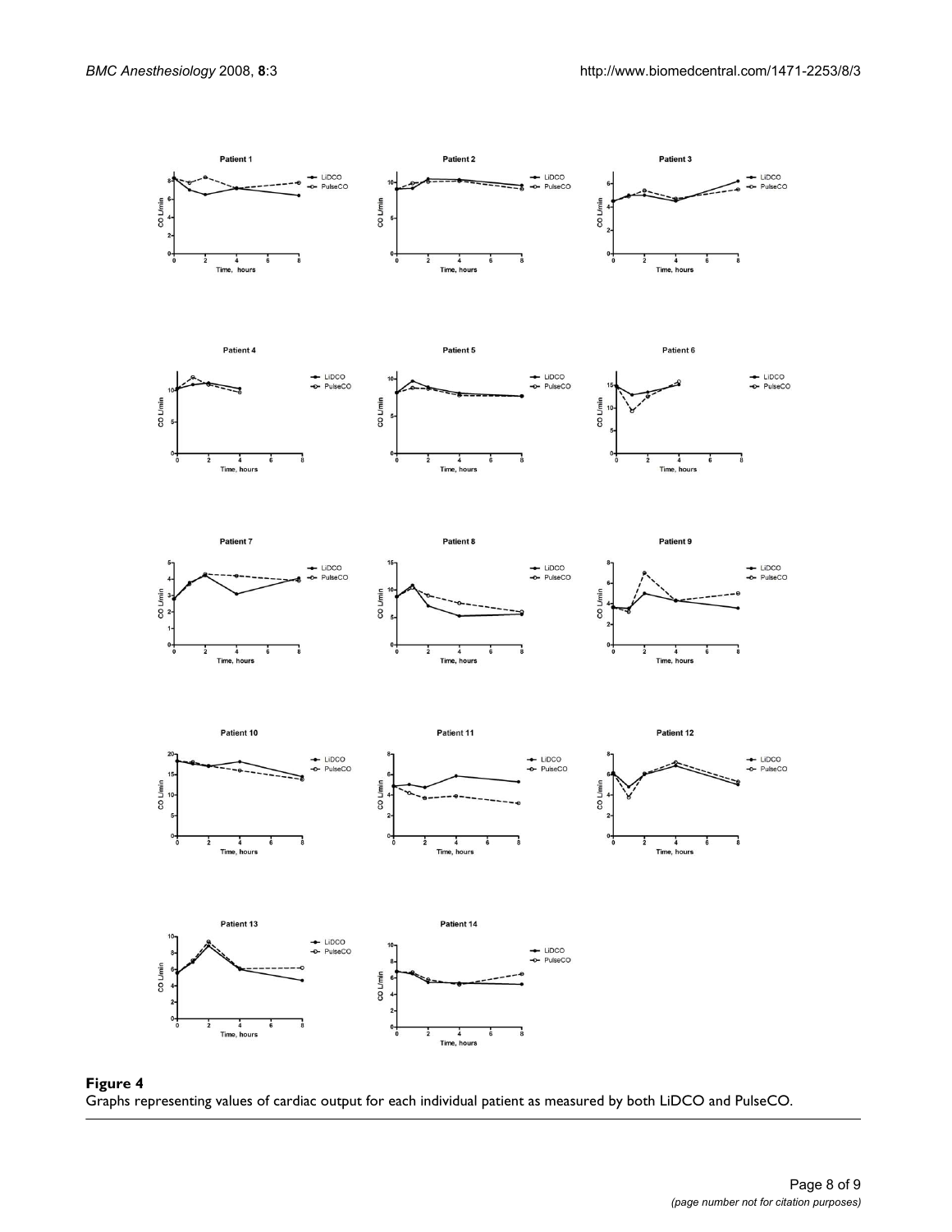**Figure 4**
Graphs representing values of cardiac output for each individual patient as measured by both LiDCO and PulseCO.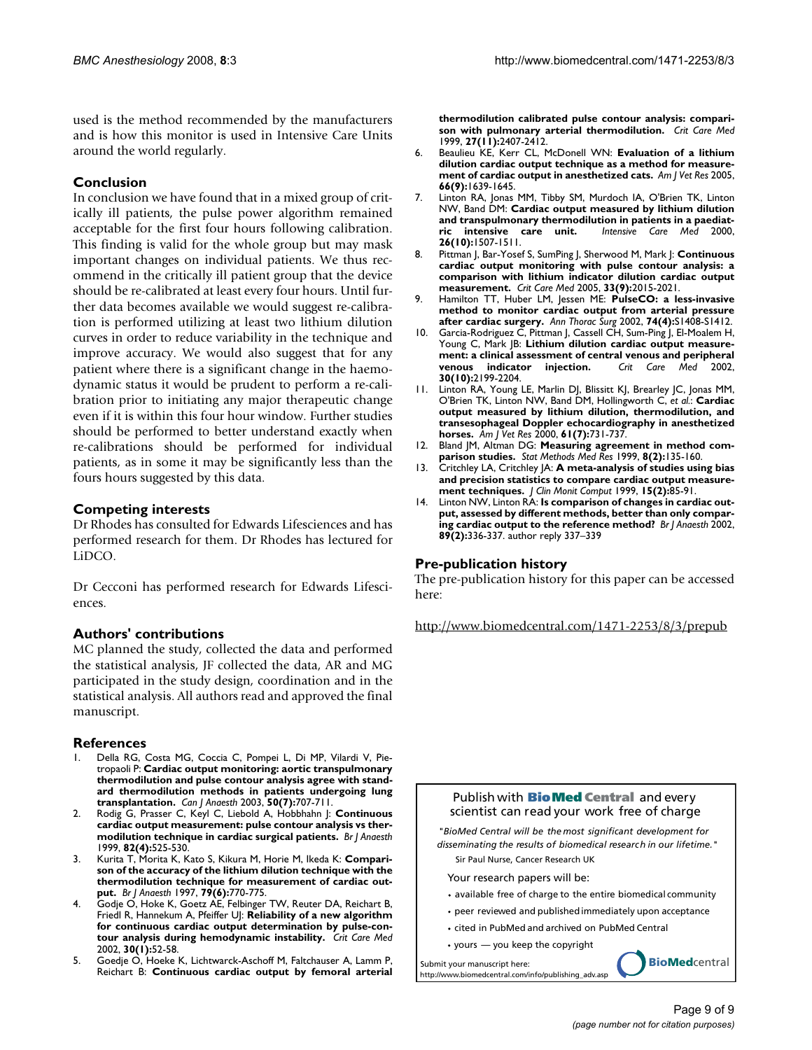used is the method recommended by the manufacturers and is how this monitor is used in Intensive Care Units around the world regularly.

## Conclusion

In conclusion we have found that in a mixed group of critically ill patients, the pulse power algorithm remained acceptable for the first four hours following calibration. This finding is valid for the whole group but may mask important changes on individual patients. We thus recommend in the critically ill patient group that the device should be re-calibrated at least every four hours. Until further data becomes available we would suggest re-calibration is performed utilizing at least two lithium dilution curves in order to reduce variability in the technique and improve accuracy. We would also suggest that for any patient where there is a significant change in the haemodynamic status it would be prudent to perform a re-calibration prior to initiating any major therapeutic change even if it is within this four hour window. Further studies should be performed to better understand exactly when re-calibrations should be performed for individual patients, as in some it may be significantly less than the fours hours suggested by this data.

## Competing interests

Dr Rhodes has consulted for Edwards Lifesciences and has performed research for them. Dr Rhodes has lectured for LiDCO.

Dr Cecconi has performed research for Edwards Lifesciences.

## Authors' contributions

MC planned the study, collected the data and performed the statistical analysis, JF collected the data, AR and MG participated in the study design, coordination and in the statistical analysis. All authors read and approved the final manuscript.

## References

1. Della RG, Costa MG, Coccia C, Pompei L, Di MP, Vilardi V, Pietropaoli P: **Cardiac output monitoring: aortic transpulmonary thermodilution and pulse contour analysis agree with standard thermodilution methods in patients undergoing lung transplantation.** *Can J Anaesth* 2003, **50(7):**707-711.
2. Rodig G, Prasser C, Keyl C, Liebold A, Hobbhahn J: **Continuous cardiac output measurement: pulse contour analysis vs thermodilution technique in cardiac surgical patients.** *Br J Anaesth* 1999, **82(4):**525-530.
3. Kurita T, Morita K, Kato S, Kikura M, Horie M, Ikeda K: **Comparison of the accuracy of the lithium dilution technique with the thermodilution technique for measurement of cardiac output.** *Br J Anaesth* 1997, **79(6):**770-775.
4. Godje O, Hoke K, Goetz AE, Felbinger TW, Reuter DA, Reichart B, Friedl R, Hannekum A, Pfeiffer UJ: **Reliability of a new algorithm for continuous cardiac output determination by pulse-contour analysis during hemodynamic instability.** *Crit Care Med* 2002, **30(1):**52-58.
5. Goedje O, Hoeke K, Lichtwarck-Aschoff M, Faltchauser A, Lamm P, Reichart B: **Continuous cardiac output by femoral arterial thermodilution calibrated pulse contour analysis: comparison with pulmonary arterial thermodilution.** *Crit Care Med* 1999, **27(11):**2407-2412.
6. Beaulieu KE, Kerr CL, McDonell WN: **Evaluation of a lithium dilution cardiac output technique as a method for measurement of cardiac output in anesthetized cats.** *Am J Vet Res* 2005, **66(9):**1639-1645.
7. Linton RA, Jonas MM, Tibby SM, Murdoch IA, O'Brien TK, Linton NW, Band DM: **Cardiac output measured by lithium dilution and transpulmonary thermodilution in patients in a paediatric intensive care unit.** *Intensive Care Med* 2000, **26(10):**1507-1511.
8. Pittman J, Bar-Yosef S, SumPing J, Sherwood M, Mark J: **Continuous cardiac output monitoring with pulse contour analysis: a comparison with lithium indicator dilution cardiac output measurement.** *Crit Care Med* 2005, **33(9):**2015-2021.
9. Hamilton TT, Huber LM, Jessen ME: **PulseCO: a less-invasive method to monitor cardiac output from arterial pressure after cardiac surgery.** *Ann Thorac Surg* 2002, **74(4):**S1408-S1412.
10. Garcia-Rodriguez C, Pittman J, Cassell CH, Sum-Ping J, El-Moalem H, Young C, Mark JB: **Lithium dilution cardiac output measurement: a clinical assessment of central venous and peripheral venous indicator injection.** *Crit Care Med* 2002, **30(10):**2199-2204.
11. Linton RA, Young LE, Marlin DJ, Blissitt KJ, Brearley JC, Jonas MM, O'Brien TK, Linton NW, Band DM, Hollingworth C, *et al.*: **Cardiac output measured by lithium dilution, thermodilution, and transesophageal Doppler echocardiography in anesthetized horses.** *Am J Vet Res* 2000, **61(7):**731-737.
12. Bland JM, Altman DG: **Measuring agreement in method comparison studies.** *Stat Methods Med Res* 1999, **8(2):**135-160.
13. Critchley LA, Critchley JA: **A meta-analysis of studies using bias and precision statistics to compare cardiac output measurement techniques.** *J Clin Monit Comput* 1999, **15(2):**85-91.
14. Linton NW, Linton RA: **Is comparison of changes in cardiac output, assessed by different methods, better than only comparing cardiac output to the reference method?** *Br J Anaesth* 2002, **89(2):**336-337. author reply 337–339

## Pre-publication history

The pre-publication history for this paper can be accessed here:

http://www.biomedcentral.com/1471-2253/8/3/prepub

Publish with **BioMed Central** and every scientist can read your work free of charge

*"BioMed Central will be the most significant development for disseminating the results of biomedical research in our lifetime."*

Sir Paul Nurse, Cancer Research UK

Your research papers will be:

- available free of charge to the entire biomedical community
- peer reviewed and published immediately upon acceptance
- cited in PubMed and archived on PubMed Central
- yours — you keep the copyright

Submit your manuscript here:
http://www.biomedcentral.com/info/publishing_adv.asp

BioMedcentral